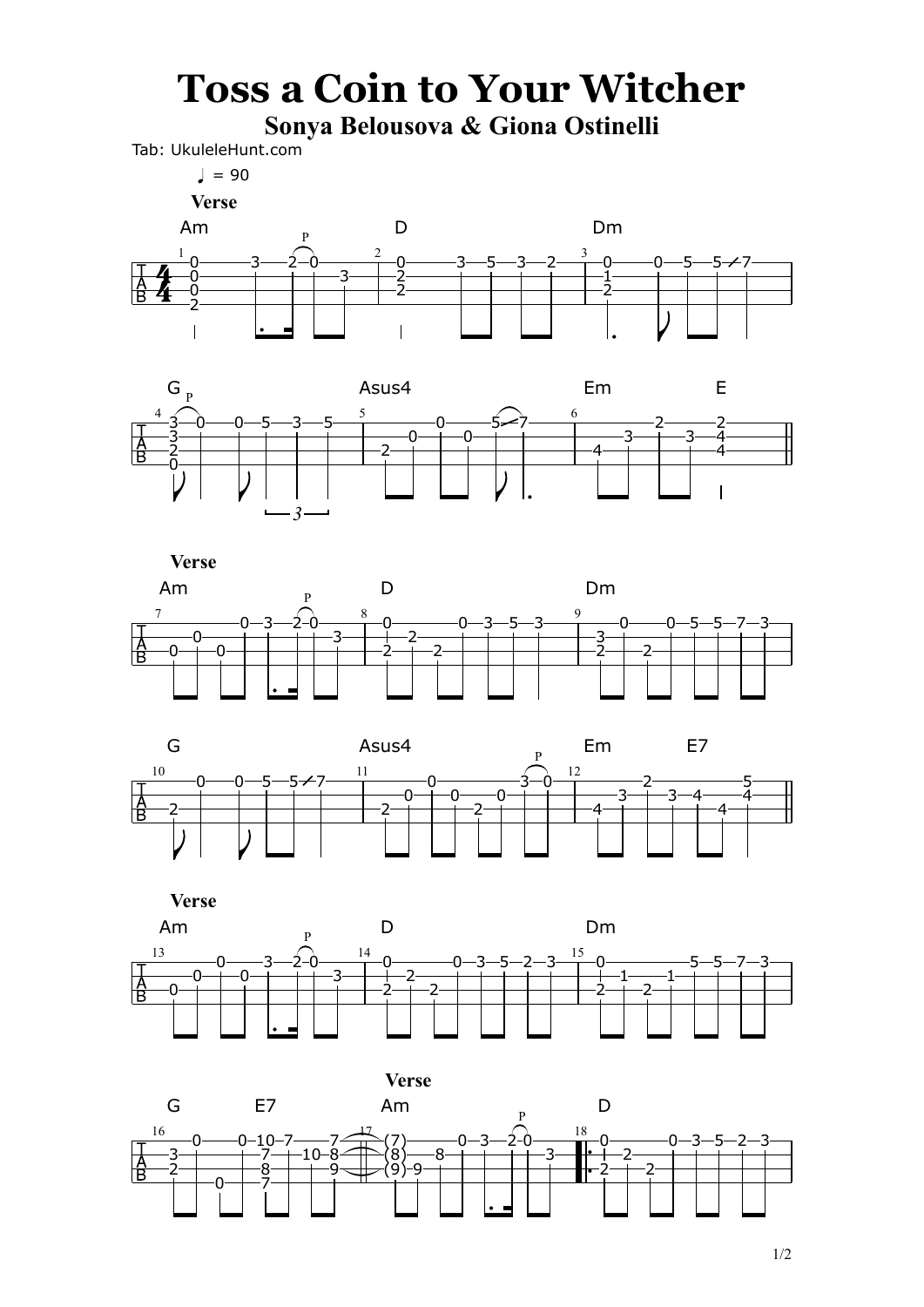# Toss a Coin to Your Witcher

## Sonya Belousova & Giona Ostinelli

Tab: UkuleleHunt.com

♩ = 90

**Verse**

Am D Dm

G Asus4 Em E

**Verse**

Am D Dm

G Asus4 Em E7

**Verse**

Am D Dm

G E7 Am D

**Verse**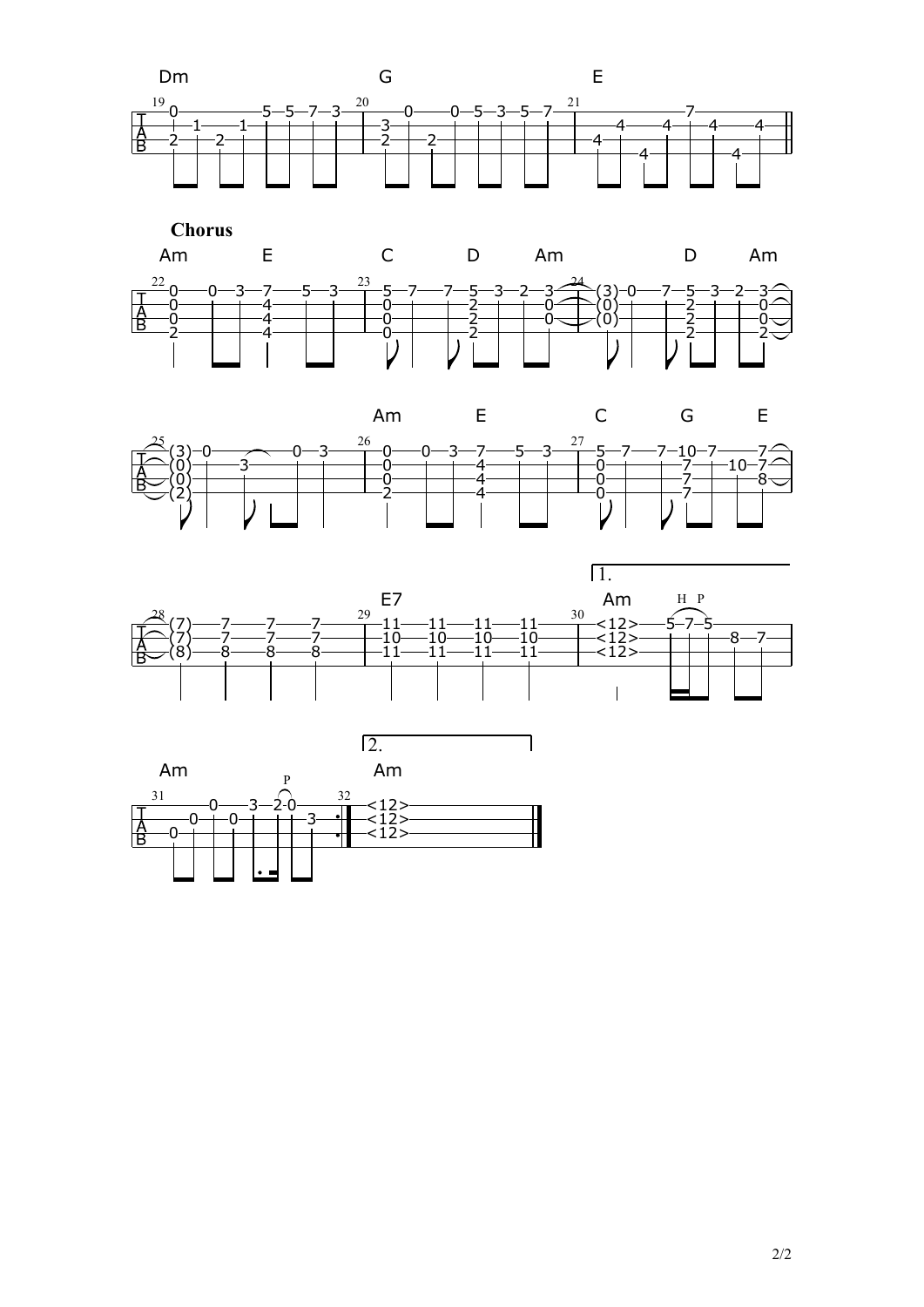Dm G E

**Chorus**

Am E C D Am D Am

Am E C G E

E7 1. Am

Am 2. Am